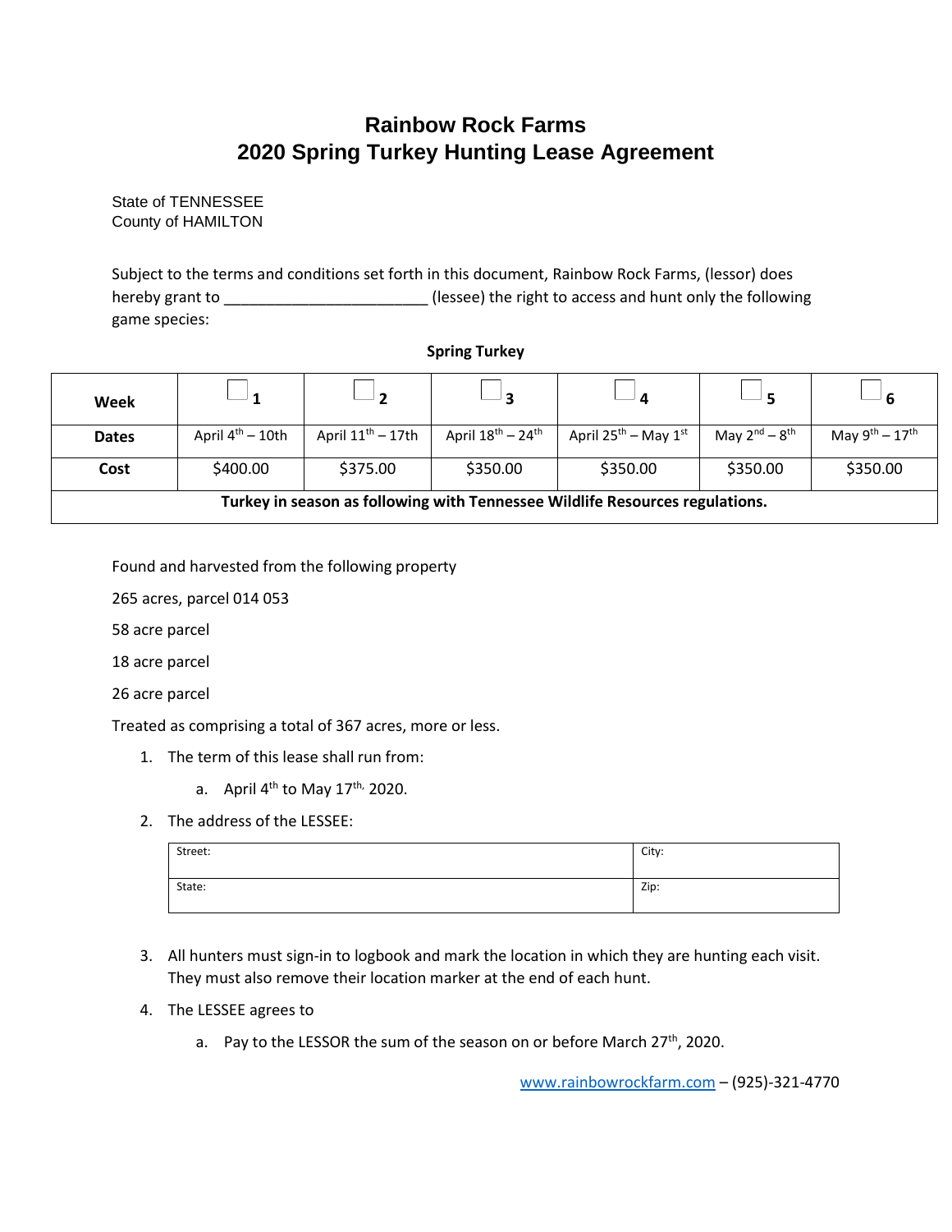# Rainbow Rock Farms
# 2020 Spring Turkey Hunting Lease Agreement

State of TENNESSEE
County of HAMILTON

Subject to the terms and conditions set forth in this document, Rainbow Rock Farms, (lessor) does hereby grant to ________________________ (lessee) the right to access and hunt only the following game species:

**Spring Turkey**

| **Week** | ☐ **1** | ☐ **2** | ☐ **3** | ☐ **4** | ☐ **5** | ☐ **6** |
|---|---|---|---|---|---|---|
| **Dates** | April 4th – 10th | April 11th – 17th | April 18th – 24th | April 25th – May 1st | May 2nd – 8th | May 9th – 17th |
| **Cost** | $400.00 | $375.00 | $350.00 | $350.00 | $350.00 | $350.00 |
| **Turkey in season as following with Tennessee Wildlife Resources regulations.** | | | | | | |

Found and harvested from the following property

265 acres, parcel 014 053

58 acre parcel

18 acre parcel

26 acre parcel

Treated as comprising a total of 367 acres, more or less.

1. The term of this lease shall run from:
   a. April 4th to May 17th, 2020.
2. The address of the LESSEE:

| Street: | City: |
|---|---|
| State: | Zip: |

3. All hunters must sign-in to logbook and mark the location in which they are hunting each visit. They must also remove their location marker at the end of each hunt.
4. The LESSEE agrees to
   a. Pay to the LESSOR the sum of the season on or before March 27th, 2020.

www.rainbowrockfarm.com – (925)-321-4770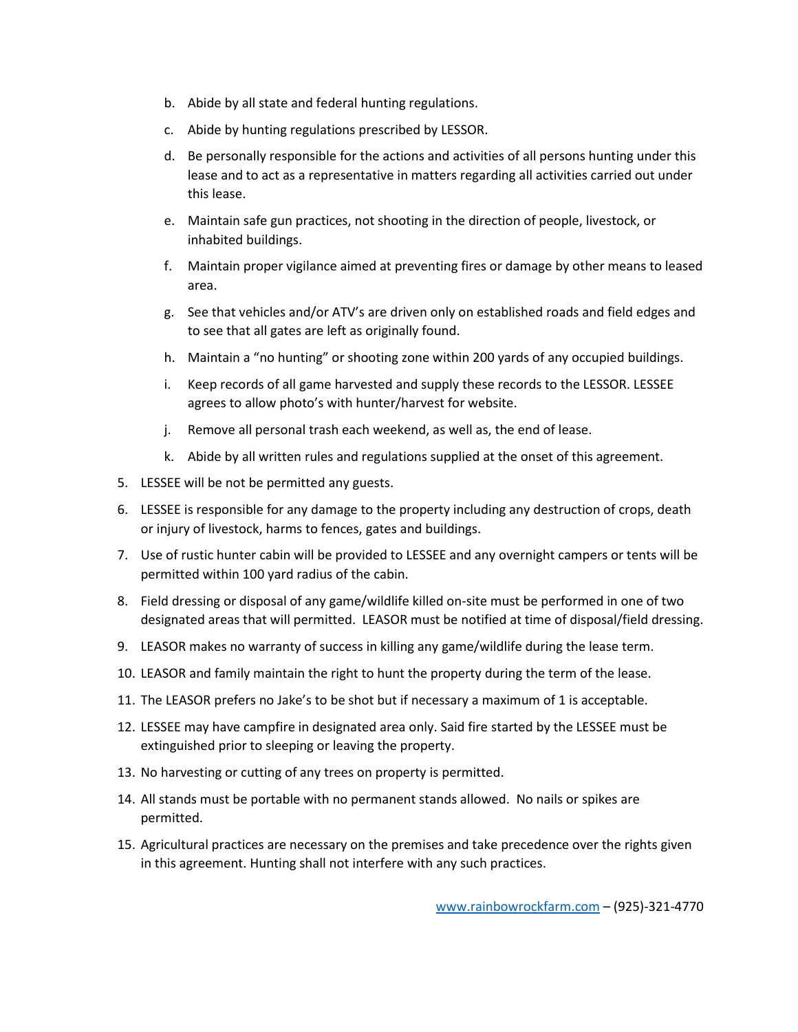b. Abide by all state and federal hunting regulations.

   c. Abide by hunting regulations prescribed by LESSOR.

   d. Be personally responsible for the actions and activities of all persons hunting under this lease and to act as a representative in matters regarding all activities carried out under this lease.

   e. Maintain safe gun practices, not shooting in the direction of people, livestock, or inhabited buildings.

   f. Maintain proper vigilance aimed at preventing fires or damage by other means to leased area.

   g. See that vehicles and/or ATV's are driven only on established roads and field edges and to see that all gates are left as originally found.

   h. Maintain a "no hunting" or shooting zone within 200 yards of any occupied buildings.

   i. Keep records of all game harvested and supply these records to the LESSOR. LESSEE agrees to allow photo's with hunter/harvest for website.

   j. Remove all personal trash each weekend, as well as, the end of lease.

   k. Abide by all written rules and regulations supplied at the onset of this agreement.

5. LESSEE will be not be permitted any guests.
6. LESSEE is responsible for any damage to the property including any destruction of crops, death or injury of livestock, harms to fences, gates and buildings.
7. Use of rustic hunter cabin will be provided to LESSEE and any overnight campers or tents will be permitted within 100 yard radius of the cabin.
8. Field dressing or disposal of any game/wildlife killed on-site must be performed in one of two designated areas that will permitted. LEASOR must be notified at time of disposal/field dressing.
9. LEASOR makes no warranty of success in killing any game/wildlife during the lease term.
10. LEASOR and family maintain the right to hunt the property during the term of the lease.
11. The LEASOR prefers no Jake's to be shot but if necessary a maximum of 1 is acceptable.
12. LESSEE may have campfire in designated area only. Said fire started by the LESSEE must be extinguished prior to sleeping or leaving the property.
13. No harvesting or cutting of any trees on property is permitted.
14. All stands must be portable with no permanent stands allowed. No nails or spikes are permitted.
15. Agricultural practices are necessary on the premises and take precedence over the rights given in this agreement. Hunting shall not interfere with any such practices.

www.rainbowrockfarm.com – (925)-321-4770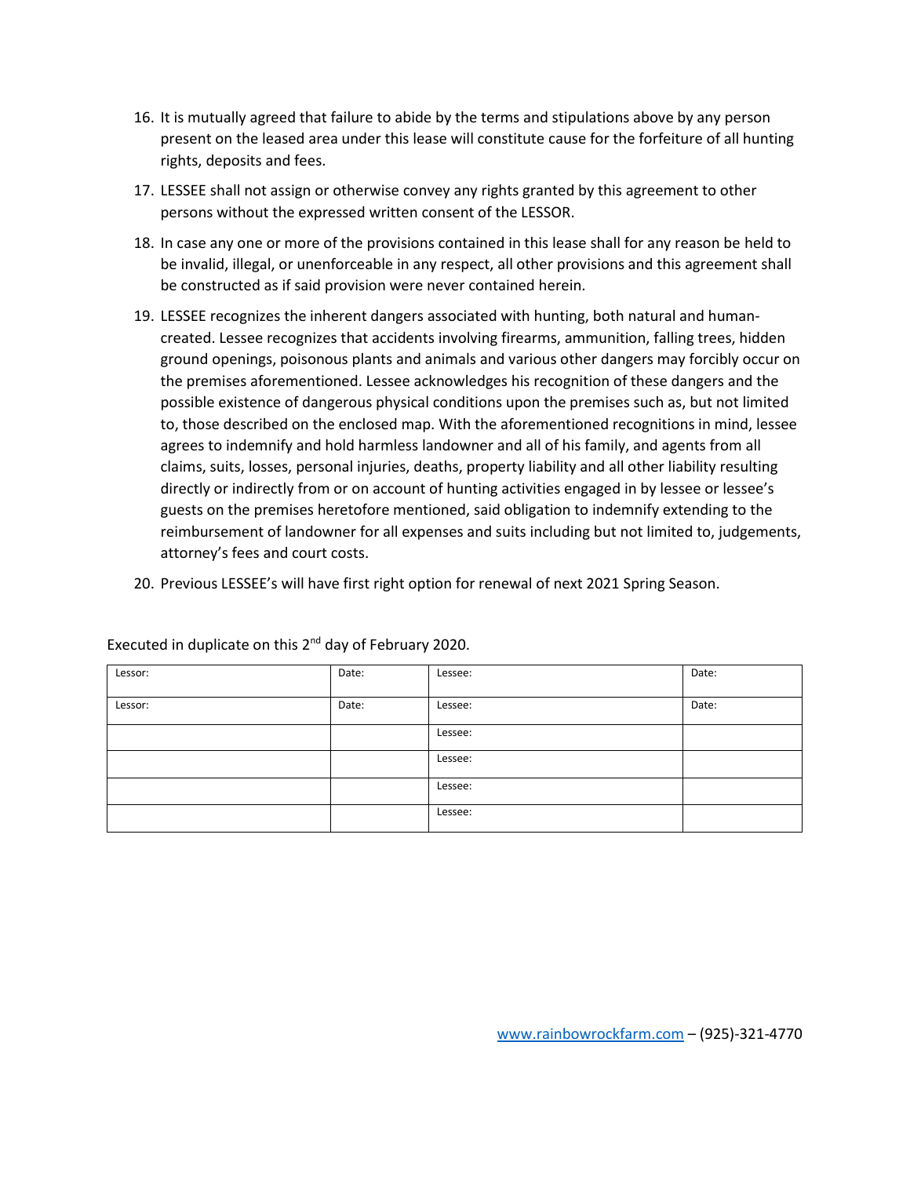16. It is mutually agreed that failure to abide by the terms and stipulations above by any person present on the leased area under this lease will constitute cause for the forfeiture of all hunting rights, deposits and fees.
17. LESSEE shall not assign or otherwise convey any rights granted by this agreement to other persons without the expressed written consent of the LESSOR.
18. In case any one or more of the provisions contained in this lease shall for any reason be held to be invalid, illegal, or unenforceable in any respect, all other provisions and this agreement shall be constructed as if said provision were never contained herein.
19. LESSEE recognizes the inherent dangers associated with hunting, both natural and human-created. Lessee recognizes that accidents involving firearms, ammunition, falling trees, hidden ground openings, poisonous plants and animals and various other dangers may forcibly occur on the premises aforementioned. Lessee acknowledges his recognition of these dangers and the possible existence of dangerous physical conditions upon the premises such as, but not limited to, those described on the enclosed map. With the aforementioned recognitions in mind, lessee agrees to indemnify and hold harmless landowner and all of his family, and agents from all claims, suits, losses, personal injuries, deaths, property liability and all other liability resulting directly or indirectly from or on account of hunting activities engaged in by lessee or lessee's guests on the premises heretofore mentioned, said obligation to indemnify extending to the reimbursement of landowner for all expenses and suits including but not limited to, judgements, attorney's fees and court costs.
20. Previous LESSEE's will have first right option for renewal of next 2021 Spring Season.

Executed in duplicate on this 2nd day of February 2020.

| | | | |
|---|---|---|---|
| Lessor: | Date: | Lessee: | Date: |
| Lessor: | Date: | Lessee: | Date: |
| | | Lessee: | |
| | | Lessee: | |
| | | Lessee: | |
| | | Lessee: | |

www.rainbowrockfarm.com – (925)-321-4770